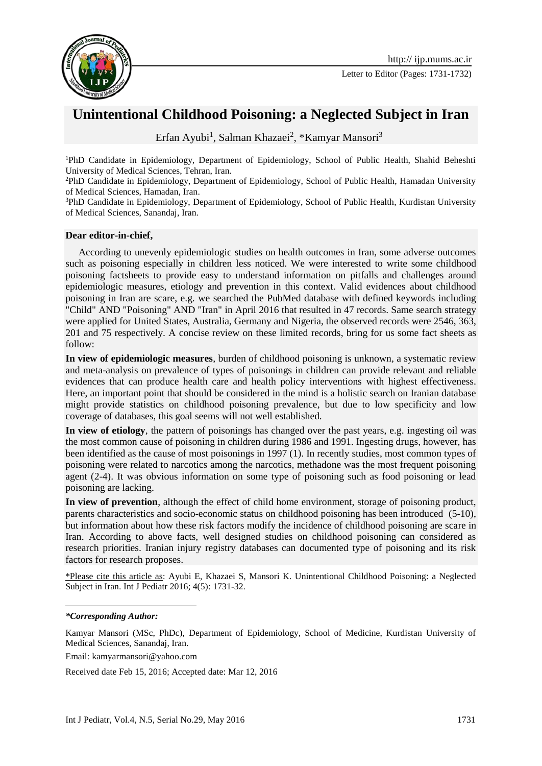# Unintentional Childhood Poisoning: a Neglected Subject in Iran

Erfan Ayubi[1], Salman Khazaei[2], *Kamyar Mansori[3]

[1]PhD Candidate in Epidemiology, Department of Epidemiology, School of Public Health, Shahid Beheshti University of Medical Sciences, Tehran, Iran.

[2]PhD Candidate in Epidemiology, Department of Epidemiology, School of Public Health, Hamadan University of Medical Sciences, Hamadan, Iran.

[3]PhD Candidate in Epidemiology, Department of Epidemiology, School of Public Health, Kurdistan University of Medical Sciences, Sanandaj, Iran.

**Dear editor-in-chief,**

According to unevenly epidemiologic studies on health outcomes in Iran, some adverse outcomes such as poisoning especially in children less noticed. We were interested to write some childhood poisoning factsheets to provide easy to understand information on pitfalls and challenges around epidemiologic measures, etiology and prevention in this context. Valid evidences about childhood poisoning in Iran are scare, e.g. we searched the PubMed database with defined keywords including "Child" AND "Poisoning" AND "Iran" in April 2016 that resulted in 47 records. Same search strategy were applied for United States, Australia, Germany and Nigeria, the observed records were 2546, 363, 201 and 75 respectively. A concise review on these limited records, bring for us some fact sheets as follow:

**In view of epidemiologic measures**, burden of childhood poisoning is unknown, a systematic review and meta-analysis on prevalence of types of poisonings in children can provide relevant and reliable evidences that can produce health care and health policy interventions with highest effectiveness. Here, an important point that should be considered in the mind is a holistic search on Iranian database might provide statistics on childhood poisoning prevalence, but due to low specificity and low coverage of databases, this goal seems will not well established.

**In view of etiology**, the pattern of poisonings has changed over the past years, e.g. ingesting oil was the most common cause of poisoning in children during 1986 and 1991. Ingesting drugs, however, has been identified as the cause of most poisonings in 1997 (1). In recently studies, most common types of poisoning were related to narcotics among the narcotics, methadone was the most frequent poisoning agent (2-4). It was obvious information on some type of poisoning such as food poisoning or lead poisoning are lacking.

**In view of prevention**, although the effect of child home environment, storage of poisoning product, parents characteristics and socio-economic status on childhood poisoning has been introduced (5-10), but information about how these risk factors modify the incidence of childhood poisoning are scare in Iran. According to above facts, well designed studies on childhood poisoning can considered as research priorities. Iranian injury registry databases can documented type of poisoning and its risk factors for research proposes.

*Please cite this article as: Ayubi E, Khazaei S, Mansori K. Unintentional Childhood Poisoning: a Neglected Subject in Iran. Int J Pediatr 2016; 4(5): 1731-32.

***Corresponding Author:***

Kamyar Mansori (MSc, PhDc), Department of Epidemiology, School of Medicine, Kurdistan University of Medical Sciences, Sanandaj, Iran.

Email: kamyarmansori@yahoo.com

Received date Feb 15, 2016; Accepted date: Mar 12, 2016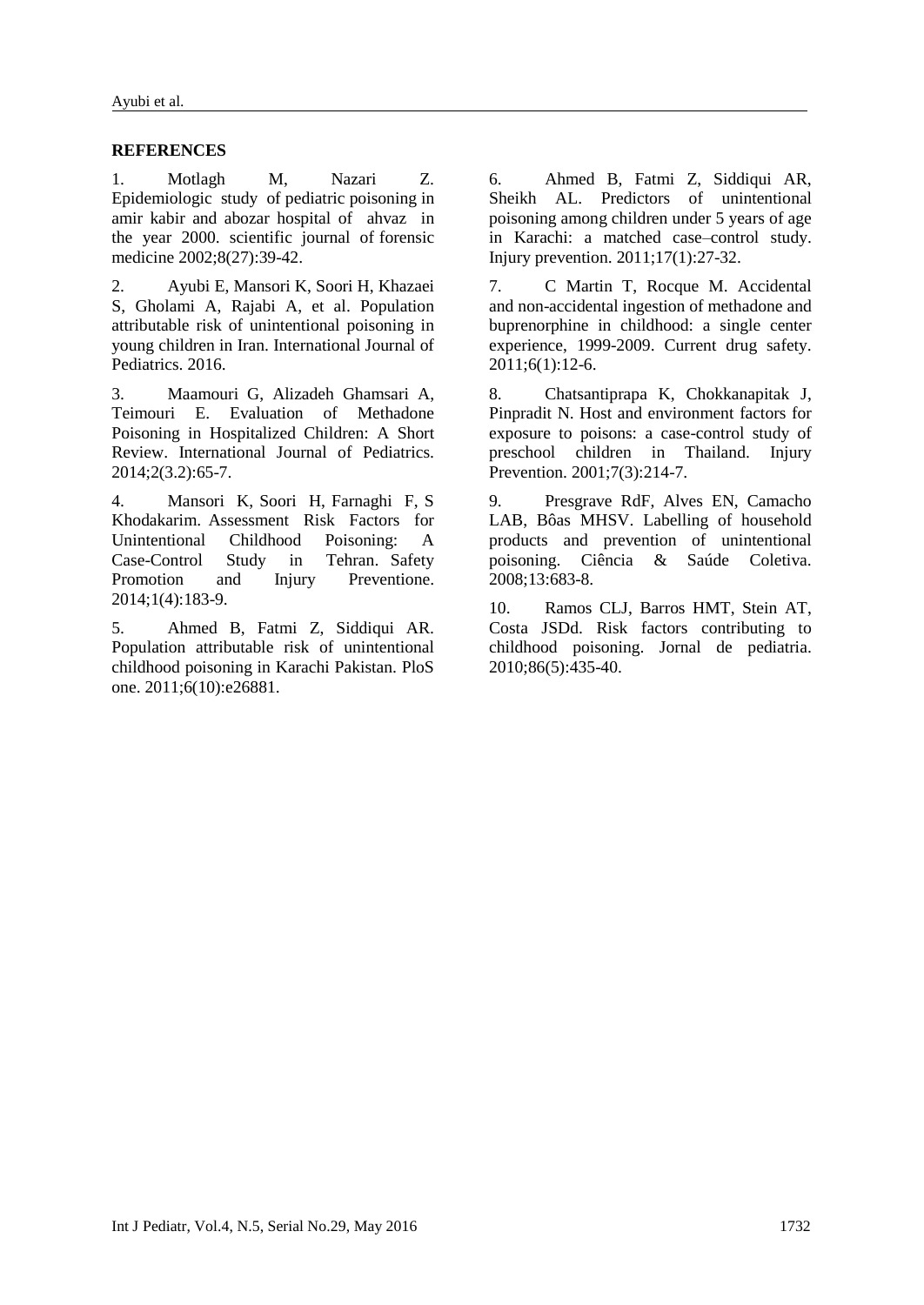## REFERENCES

1. Motlagh M, Nazari Z. Epidemiologic study of pediatric poisoning in amir kabir and abozar hospital of ahvaz in the year 2000. scientific journal of forensic medicine 2002;8(27):39-42.

2. Ayubi E, Mansori K, Soori H, Khazaei S, Gholami A, Rajabi A, et al. Population attributable risk of unintentional poisoning in young children in Iran. International Journal of Pediatrics. 2016.

3. Maamouri G, Alizadeh Ghamsari A, Teimouri E. Evaluation of Methadone Poisoning in Hospitalized Children: A Short Review. International Journal of Pediatrics. 2014;2(3.2):65-7.

4. Mansori K, Soori H, Farnaghi F, S Khodakarim. Assessment Risk Factors for Unintentional Childhood Poisoning: A Case-Control Study in Tehran. Safety Promotion and Injury Preventione. 2014;1(4):183-9.

5. Ahmed B, Fatmi Z, Siddiqui AR. Population attributable risk of unintentional childhood poisoning in Karachi Pakistan. PloS one. 2011;6(10):e26881.

6. Ahmed B, Fatmi Z, Siddiqui AR, Sheikh AL. Predictors of unintentional poisoning among children under 5 years of age in Karachi: a matched case–control study. Injury prevention. 2011;17(1):27-32.

7. C Martin T, Rocque M. Accidental and non-accidental ingestion of methadone and buprenorphine in childhood: a single center experience, 1999-2009. Current drug safety. 2011;6(1):12-6.

8. Chatsantiprapa K, Chokkanapitak J, Pinpradit N. Host and environment factors for exposure to poisons: a case-control study of preschool children in Thailand. Injury Prevention. 2001;7(3):214-7.

9. Presgrave RdF, Alves EN, Camacho LAB, Bôas MHSV. Labelling of household products and prevention of unintentional poisoning. Ciência & Saúde Coletiva. 2008;13:683-8.

10. Ramos CLJ, Barros HMT, Stein AT, Costa JSDd. Risk factors contributing to childhood poisoning. Jornal de pediatria. 2010;86(5):435-40.